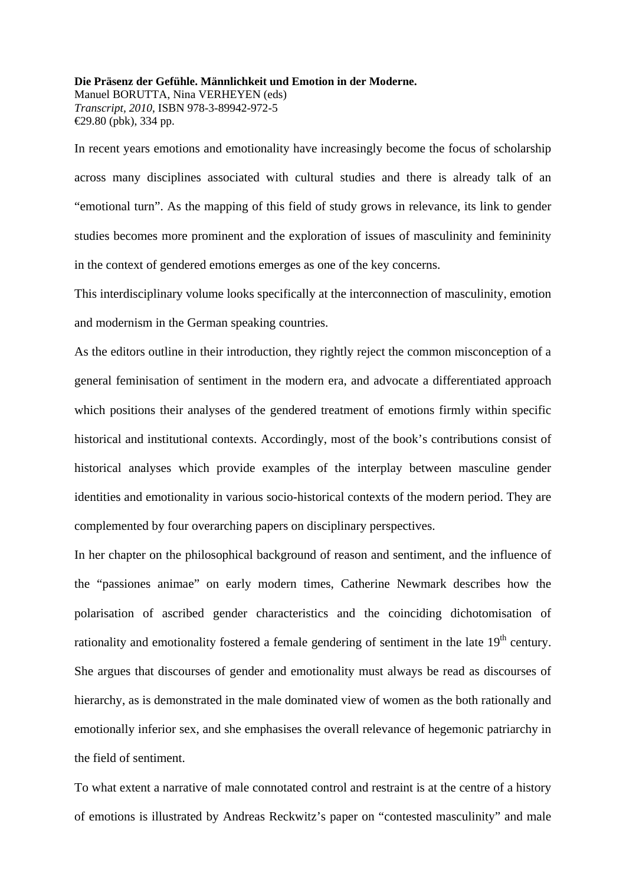**Die Präsenz der Gefühle. Männlichkeit und Emotion in der Moderne.**
Manuel BORUTTA, Nina VERHEYEN (eds)
*Transcript, 2010*, ISBN 978-3-89942-972-5
€29.80 (pbk), 334 pp.

In recent years emotions and emotionality have increasingly become the focus of scholarship across many disciplines associated with cultural studies and there is already talk of an "emotional turn". As the mapping of this field of study grows in relevance, its link to gender studies becomes more prominent and the exploration of issues of masculinity and femininity in the context of gendered emotions emerges as one of the key concerns.

This interdisciplinary volume looks specifically at the interconnection of masculinity, emotion and modernism in the German speaking countries.

As the editors outline in their introduction, they rightly reject the common misconception of a general feminisation of sentiment in the modern era, and advocate a differentiated approach which positions their analyses of the gendered treatment of emotions firmly within specific historical and institutional contexts. Accordingly, most of the book's contributions consist of historical analyses which provide examples of the interplay between masculine gender identities and emotionality in various socio-historical contexts of the modern period. They are complemented by four overarching papers on disciplinary perspectives.

In her chapter on the philosophical background of reason and sentiment, and the influence of the "passiones animae" on early modern times, Catherine Newmark describes how the polarisation of ascribed gender characteristics and the coinciding dichotomisation of rationality and emotionality fostered a female gendering of sentiment in the late 19th century. She argues that discourses of gender and emotionality must always be read as discourses of hierarchy, as is demonstrated in the male dominated view of women as the both rationally and emotionally inferior sex, and she emphasises the overall relevance of hegemonic patriarchy in the field of sentiment.

To what extent a narrative of male connotated control and restraint is at the centre of a history of emotions is illustrated by Andreas Reckwitz's paper on "contested masculinity" and male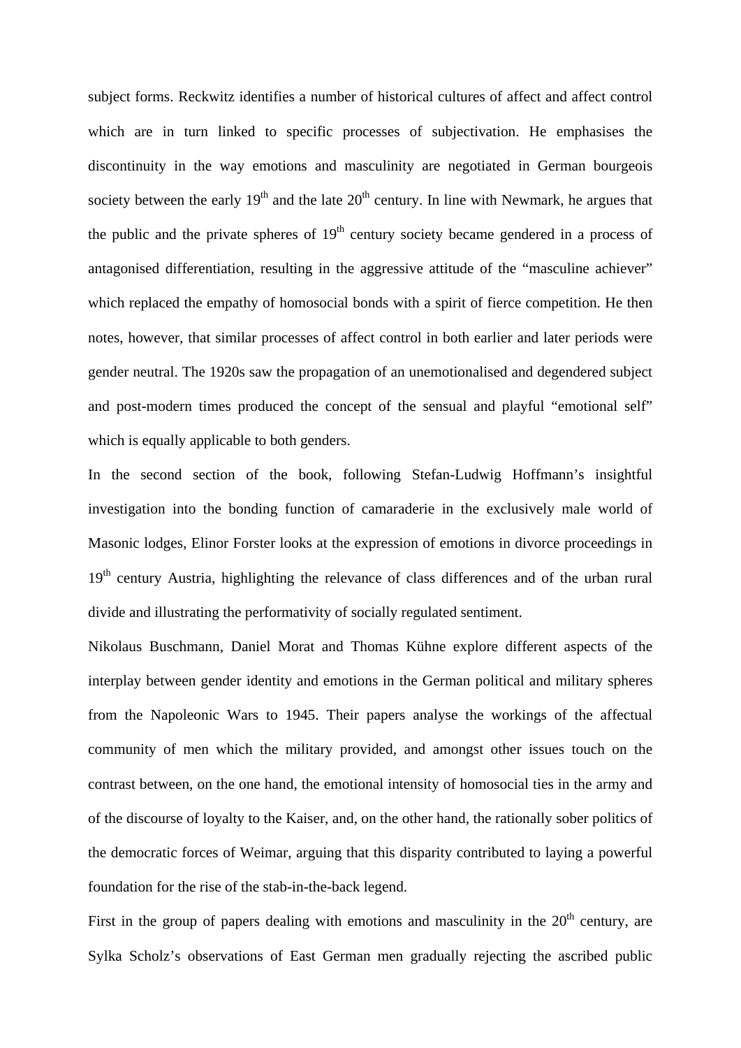subject forms. Reckwitz identifies a number of historical cultures of affect and affect control which are in turn linked to specific processes of subjectivation. He emphasises the discontinuity in the way emotions and masculinity are negotiated in German bourgeois society between the early 19th and the late 20th century. In line with Newmark, he argues that the public and the private spheres of 19th century society became gendered in a process of antagonised differentiation, resulting in the aggressive attitude of the "masculine achiever" which replaced the empathy of homosocial bonds with a spirit of fierce competition. He then notes, however, that similar processes of affect control in both earlier and later periods were gender neutral. The 1920s saw the propagation of an unemotionalised and degendered subject and post-modern times produced the concept of the sensual and playful "emotional self" which is equally applicable to both genders.

In the second section of the book, following Stefan-Ludwig Hoffmann's insightful investigation into the bonding function of camaraderie in the exclusively male world of Masonic lodges, Elinor Forster looks at the expression of emotions in divorce proceedings in 19th century Austria, highlighting the relevance of class differences and of the urban rural divide and illustrating the performativity of socially regulated sentiment.

Nikolaus Buschmann, Daniel Morat and Thomas Kühne explore different aspects of the interplay between gender identity and emotions in the German political and military spheres from the Napoleonic Wars to 1945. Their papers analyse the workings of the affectual community of men which the military provided, and amongst other issues touch on the contrast between, on the one hand, the emotional intensity of homosocial ties in the army and of the discourse of loyalty to the Kaiser, and, on the other hand, the rationally sober politics of the democratic forces of Weimar, arguing that this disparity contributed to laying a powerful foundation for the rise of the stab-in-the-back legend.

First in the group of papers dealing with emotions and masculinity in the 20th century, are Sylka Scholz's observations of East German men gradually rejecting the ascribed public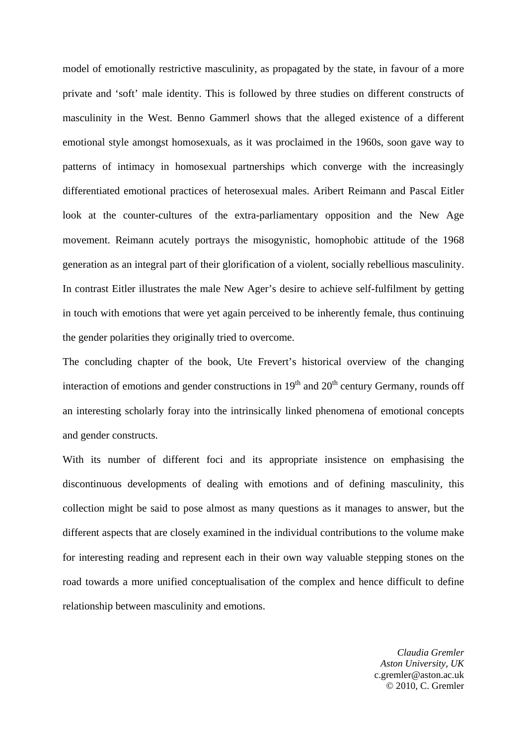model of emotionally restrictive masculinity, as propagated by the state, in favour of a more private and 'soft' male identity. This is followed by three studies on different constructs of masculinity in the West. Benno Gammerl shows that the alleged existence of a different emotional style amongst homosexuals, as it was proclaimed in the 1960s, soon gave way to patterns of intimacy in homosexual partnerships which converge with the increasingly differentiated emotional practices of heterosexual males. Aribert Reimann and Pascal Eitler look at the counter-cultures of the extra-parliamentary opposition and the New Age movement. Reimann acutely portrays the misogynistic, homophobic attitude of the 1968 generation as an integral part of their glorification of a violent, socially rebellious masculinity. In contrast Eitler illustrates the male New Ager's desire to achieve self-fulfilment by getting in touch with emotions that were yet again perceived to be inherently female, thus continuing the gender polarities they originally tried to overcome.

The concluding chapter of the book, Ute Frevert's historical overview of the changing interaction of emotions and gender constructions in 19th and 20th century Germany, rounds off an interesting scholarly foray into the intrinsically linked phenomena of emotional concepts and gender constructs.

With its number of different foci and its appropriate insistence on emphasising the discontinuous developments of dealing with emotions and of defining masculinity, this collection might be said to pose almost as many questions as it manages to answer, but the different aspects that are closely examined in the individual contributions to the volume make for interesting reading and represent each in their own way valuable stepping stones on the road towards a more unified conceptualisation of the complex and hence difficult to define relationship between masculinity and emotions.

*Claudia Gremler*
*Aston University, UK*
c.gremler@aston.ac.uk
© 2010, C. Gremler